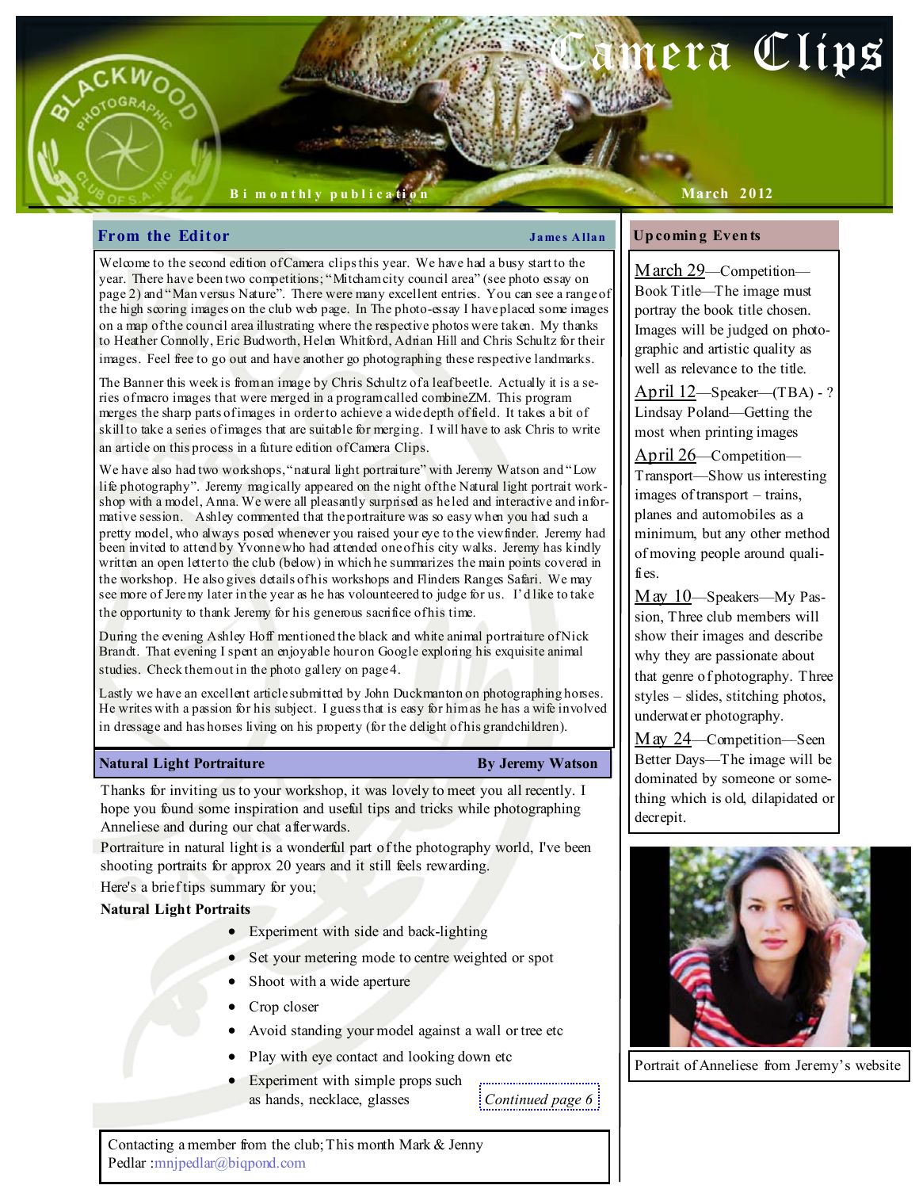# Camera Clips

Bi monthly publication — March 2012

## From the Editor

**James Allan**

Welcome to the second edition of Camera clips this year. We have had a busy start to the year. There have been two competitions; "Mitcham city council area" (see photo essay on page 2) and "Man versus Nature". There were many excellent entries. You can see a range of the high scoring images on the club web page. In The photo-essay I have placed some images on a map of the council area illustrating where the respective photos were taken. My thanks to Heather Connolly, Eric Budworth, Helen Whitford, Adrian Hill and Chris Schultz for their images. Feel free to go out and have another go photographing these respective landmarks.

The Banner this week is by Chris Schultz of a leaf beetle. Actually it is a series of macro images that were merged in a program called combineZM. This program merges the sharp parts of images in order to achieve a wide depth of field. It takes a bit of skill to take a series of images that are suitable for merging. I will have to ask Chris to write an article on this process in a future edition of Camera Clips.

We have also had two workshops, "natural light portraiture" with Jeremy Watson and "Low life photography". Jeremy magically appeared on the night of the Natural light portrait workshop with a model, Anna. We were all pleasantly surprised as he led and interactive and informative session. Ashley commented that the portraiture was so easy when you had such a pretty model, who always posed whenever you raised your eye to the viewfinder. Jeremy had been invited to attend by Yvonne who had attended one of his city walks. Jeremy has kindly written an open letter to the club (below) in which he summarizes the main points covered in the workshop. He also gives details of his workshops and Flinders Ranges Safari. We may see more of Jeremy later in the year as he has volounteered to judge for us. I'd like to take the opportunity to thank Jeremy for his generous sacrifice of his time.

During the evening Ashley Hoff mentioned the black and white animal portraiture of Nick Brandt. That evening I spent an enjoyable hour on Google exploring his exquisite animal studies. Check them out in the photo gallery on page 4.

Lastly we have an excellent article submitted by John Duckmanton on photographing horses. He writes with a passion for his subject. I guess that is easy for him as he has a wife involved in dressage and has horses living on his property (for the delight of his grandchildren).

## Natural Light Portraiture

**By Jeremy Watson**

Thanks for inviting us to your workshop, it was lovely to meet you all recently. I hope you found some inspiration and useful tips and tricks while photographing Anneliese and during our chat afterwards.

Portraiture in natural light is a wonderful part of the photography world, I've been shooting portraits for approx 20 years and it still feels rewarding.

Here's a brief tips summary for you;

**Natural Light Portraits**

- Experiment with side and back-lighting
- Set your metering mode to centre weighted or spot
- Shoot with a wide aperture
- Crop closer
- Avoid standing your model against a wall or tree etc
- Play with eye contact and looking down etc
- Experiment with simple props such as hands, necklace, glasses

*Continued page 6*

Contacting a member from the club; This month Mark & Jenny Pedlar :mnjpedlar@biqpond.com

## Upcoming Events

March 29—Competition—Book Title—The image must portray the book title chosen. Images will be judged on photographic and artistic quality as well as relevance to the title.

April 12—Speaker—(TBA) - ? Lindsay Poland—Getting the most when printing images

April 26—Competition—Transport—Show us interesting images of transport – trains, planes and automobiles as a minimum, but any other method of moving people around qualifies.

May 10—Speakers—My Passion, Three club members will show their images and describe why they are passionate about that genre of photography. Three styles – slides, stitching photos, underwater photography.

May 24—Competition—Seen Better Days—The image will be dominated by someone or something which is old, dilapidated or decrepit.

Portrait of Anneliese from Jeremy's website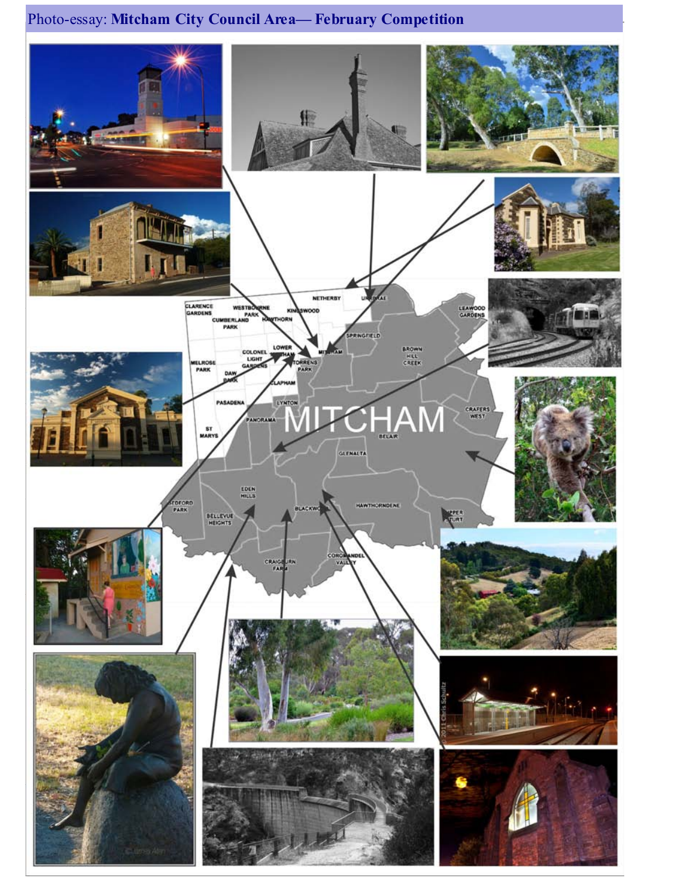Photo-essay: **Mitcham City Council Area— February Competition**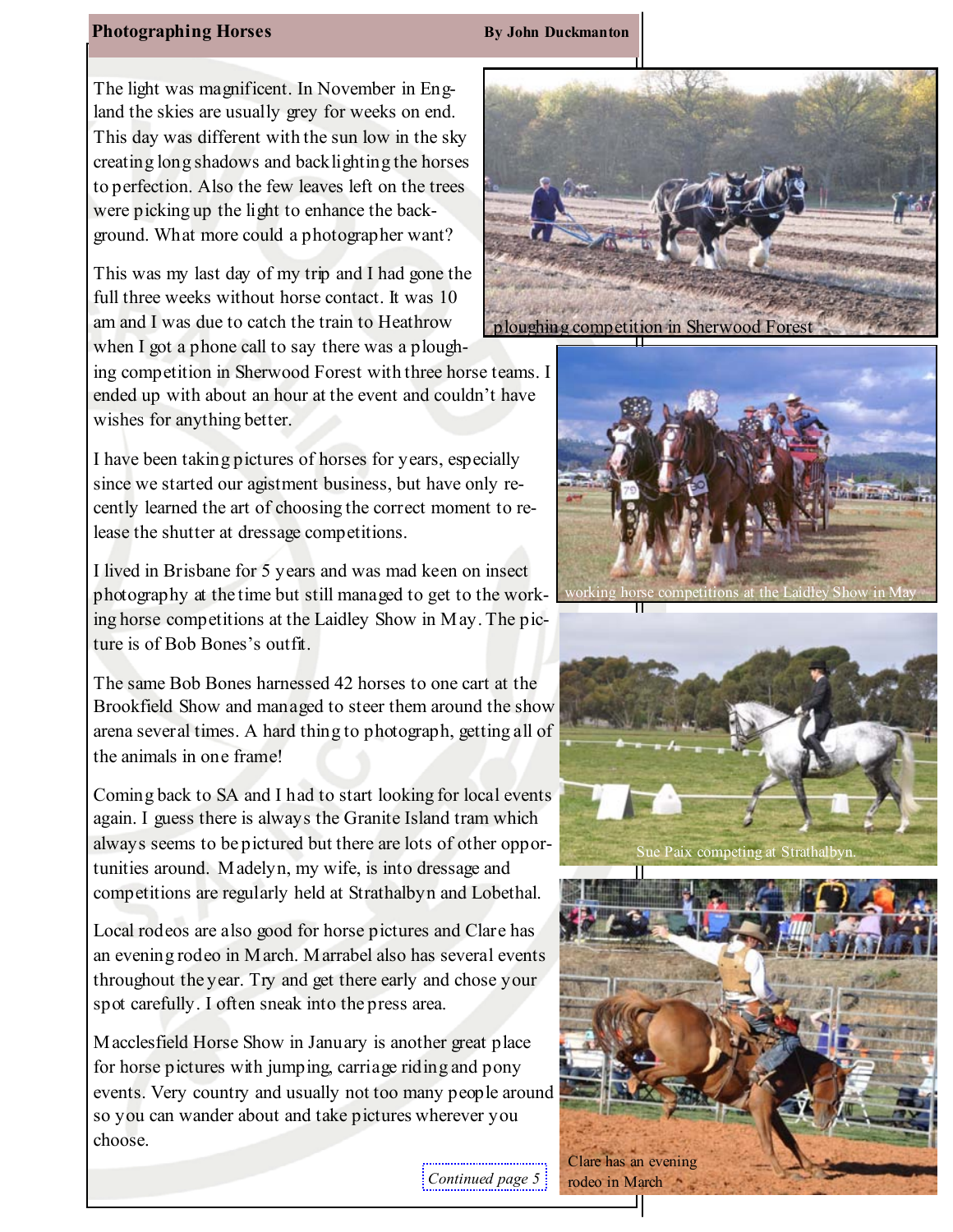## Photographing Horses

**By John Duckmanton**

The light was magnificent. In November in England the skies are usually grey for weeks on end. This day was different with the sun low in the sky creating long shadows and backlighting the horses to perfection. Also the few leaves left on the trees were picking up the light to enhance the background. What more could a photographer want?

This was my last day of my trip and I had gone the full three weeks without horse contact. It was 10 am and I was due to catch the train to Heathrow when I got a phone call to say there was a ploughing competition in Sherwood Forest with three horse teams. I ended up with about an hour at the event and couldn't have wishes for anything better.

I have been taking pictures of horses for years, especially since we started our agistment business, but have only recently learned the art of choosing the correct moment to release the shutter at dressage competitions.

I lived in Brisbane for 5 years and was mad keen on insect photography at the time but still managed to get to the working horse competitions at the Laidley Show in May. The picture is of Bob Bones's outfit.

The same Bob Bones harnessed 42 horses to one cart at the Brookfield Show and managed to steer them around the show arena several times. A hard thing to photograph, getting all of the animals in one frame!

Coming back to SA and I had to start looking for local events again. I guess there is always the Granite Island tram which always seems to be pictured but there are lots of other opportunities around. Madelyn, my wife, is into dressage and competitions are regularly held at Strathalbyn and Lobethal.

Local rodeos are also good for horse pictures and Clare has an evening rodeo in March. Marrabel also has several events throughout the year. Try and get there early and chose your spot carefully. I often sneak into the press area.

Macclesfield Horse Show in January is another great place for horse pictures with jumping, carriage riding and pony events. Very country and usually not too many people around so you can wander about and take pictures wherever you choose.

*Continued page 5*

ploughing competition in Sherwood Forest

working horse competitions at the Laidley Show in May

Sue Paix competing at Strathalbyn.

Clare has an evening rodeo in March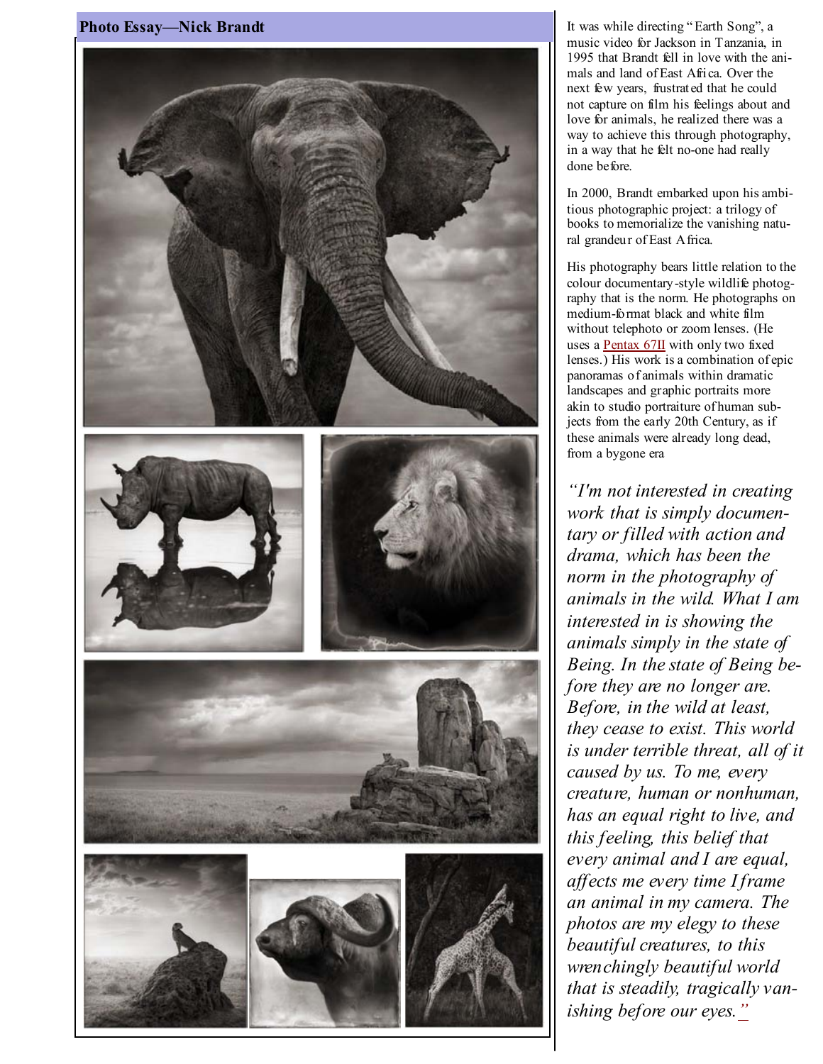## Photo Essay—Nick Brandt

It was while directing "Earth Song", a music video for Jackson in Tanzania, in 1995 that Brandt fell in love with the animals and land of East Africa. Over the next few years, frustrated that he could not capture on film his feelings about and love for animals, he realized there was a way to achieve this through photography, in a way that he felt no-one had really done before.

In 2000, Brandt embarked upon his ambitious photographic project: a trilogy of books to memorialize the vanishing natural grandeur of East Africa.

His photography bears little relation to the colour documentary-style wildlife photography that is the norm. He photographs on medium-format black and white film without telephoto or zoom lenses. (He uses a Pentax 67II with only two fixed lenses.) His work is a combination of epic panoramas of animals within dramatic landscapes and graphic portraits more akin to studio portraiture of human subjects from the early 20th Century, as if these animals were already long dead, from a bygone era

*"I'm not interested in creating work that is simply documentary or filled with action and drama, which has been the norm in the photography of animals in the wild. What I am interested in is showing the animals simply in the state of Being. In the state of Being before they are no longer are. Before, in the wild at least, they cease to exist. This world is under terrible threat, all of it caused by us. To me, every creature, human or nonhuman, has an equal right to live, and this feeling, this belief that every animal and I are equal, affects me every time I frame an animal in my camera. The photos are my elegy to these beautiful creatures, to this wrenchingly beautiful world that is steadily, tragically vanishing before our eyes."*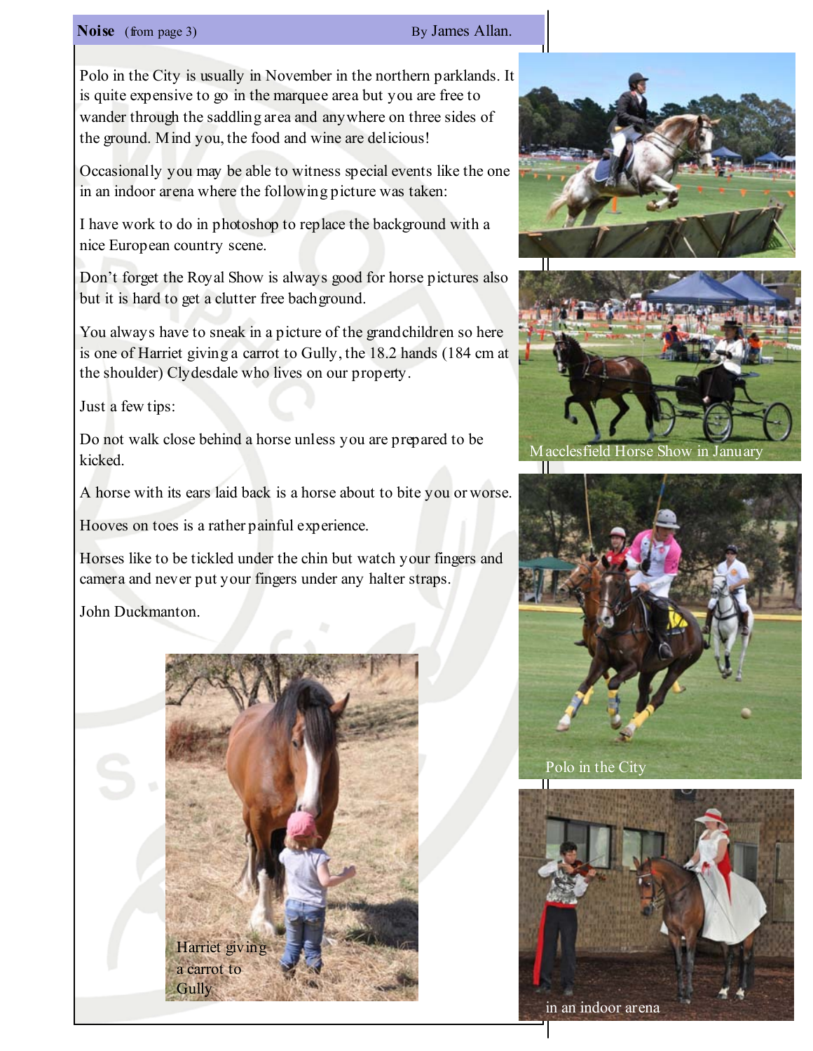**Noise** (from page 3) By James Allan.

Polo in the City is usually in November in the northern parklands. It is quite expensive to go in the marquee area but you are free to wander through the saddling area and anywhere on three sides of the ground. Mind you, the food and wine are delicious!

Occasionally you may be able to witness special events like the one in an indoor arena where the following picture was taken:

I have work to do in photoshop to replace the background with a nice European country scene.

Don't forget the Royal Show is always good for horse pictures also but it is hard to get a clutter free bachground.

You always have to sneak in a picture of the grandchildren so here is one of Harriet giving a carrot to Gully, the 18.2 hands (184 cm at the shoulder) Clydesdale who lives on our property.

Just a few tips:

Do not walk close behind a horse unless you are prepared to be kicked.

A horse with its ears laid back is a horse about to bite you or worse.

Hooves on toes is a rather painful experience.

Horses like to be tickled under the chin but watch your fingers and camera and never put your fingers under any halter straps.

John Duckmanton.

Harriet giving a carrot to Gully

Macclesfield Horse Show in January

Polo in the City

in an indoor arena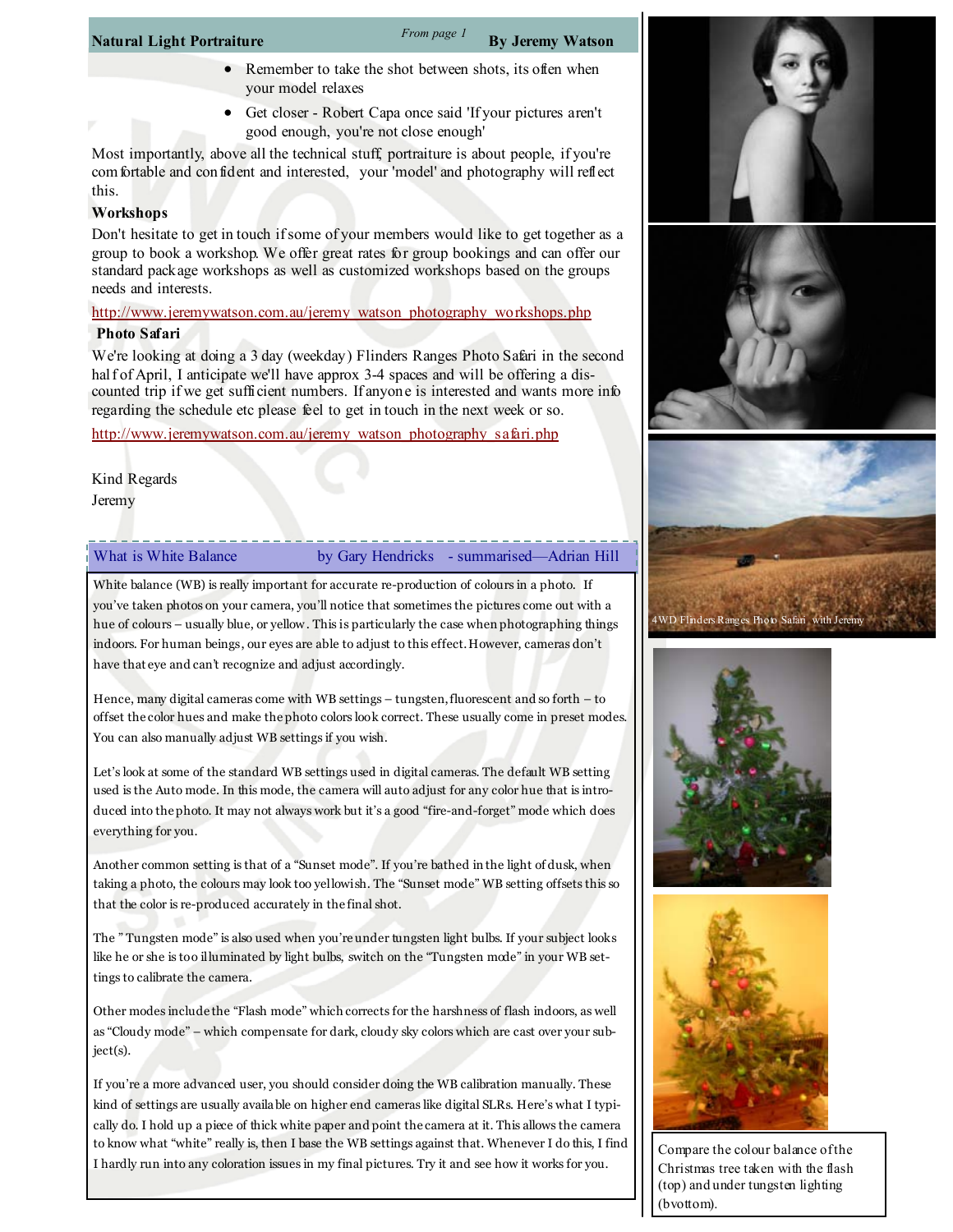## Natural Light Portraiture

*From page 1*

**By Jeremy Watson**

- Remember to take the shot between shots, its often when your model relaxes
- Get closer - Robert Capa once said 'If your pictures aren't good enough, you're not close enough'

Most importantly, above all the technical stuff, portraiture is about people, if you're comfortable and confident and interested, your 'model' and photography will reflect this.

**Workshops**

Don't hesitate to get in touch if some of your members would like to get together as a group to book a workshop. We offer great rates for group bookings and can offer our standard package workshops as well as customized workshops based on the groups needs and interests.

http://www.jeremywatson.com.au/jeremy_watson_photography_workshops.php

**Photo Safari**

We're looking at doing a 3 day (weekday) Flinders Ranges Photo Safari in the second half of April, I anticipate we'll have approx 3-4 spaces and will be offering a discounted trip if we get sufficient numbers. If anyone is interested and wants more info regarding the schedule etc please feel to get in touch in the next week or so.

http://www.jeremywatson.com.au/jeremy_watson_photography_safari.php

Kind Regards

Jeremy

4WD Flinders Ranges Photo Safari with Jeremy

## What is White Balance

by Gary Hendricks - summarised—Adrian Hill

White balance (WB) is really important for accurate re-production of colours in a photo. If you've taken photos on your camera, you'll notice that sometimes the pictures come out with a hue of colours – usually blue, or yellow. This is particularly the case when photographing things indoors. For human beings, our eyes are able to adjust to this effect. However, cameras don't have that eye and can't recognize and adjust accordingly.

Hence, many digital cameras come with WB settings – tungsten, fluorescent and so forth – to offset the color hues and make the photo colors look correct. These usually come in preset modes. You can also manually adjust WB settings if you wish.

Let's look at some of the standard WB settings used in digital cameras. The default WB setting used is the Auto mode. In this mode, the camera will auto adjust for any color hue that is introduced into the photo. It may not always work but it's a good "fire-and-forget" mode which does everything for you.

Another common setting is that of a "Sunset mode". If you're bathed in the light of dusk, when taking a photo, the colours may look too yellowish. The "Sunset mode" WB setting offsets this so that the color is re-produced accurately in the final shot.

The " Tungsten mode" is also used when you're under tungsten light bulbs. If your subject looks like he or she is too illuminated by light bulbs, switch on the "Tungsten mode" in your WB settings to calibrate the camera.

Other modes include the "Flash mode" which corrects for the harshness of flash indoors, as well as "Cloudy mode" – which compensate for dark, cloudy sky colors which are cast over your subject(s).

If you're a more advanced user, you should consider doing the WB calibration manually. These kind of settings are usually available on higher end cameras like digital SLRs. Here's what I typically do. I hold up a piece of thick white paper and point the camera at it. This allows the camera to know what "white" really is, then I base the WB settings against that. Whenever I do this, I find I hardly run into any coloration issues in my final pictures. Try it and see how it works for you.

Compare the colour balance of the Christmas tree taken with the flash (top) and under tungsten lighting (bvottom).